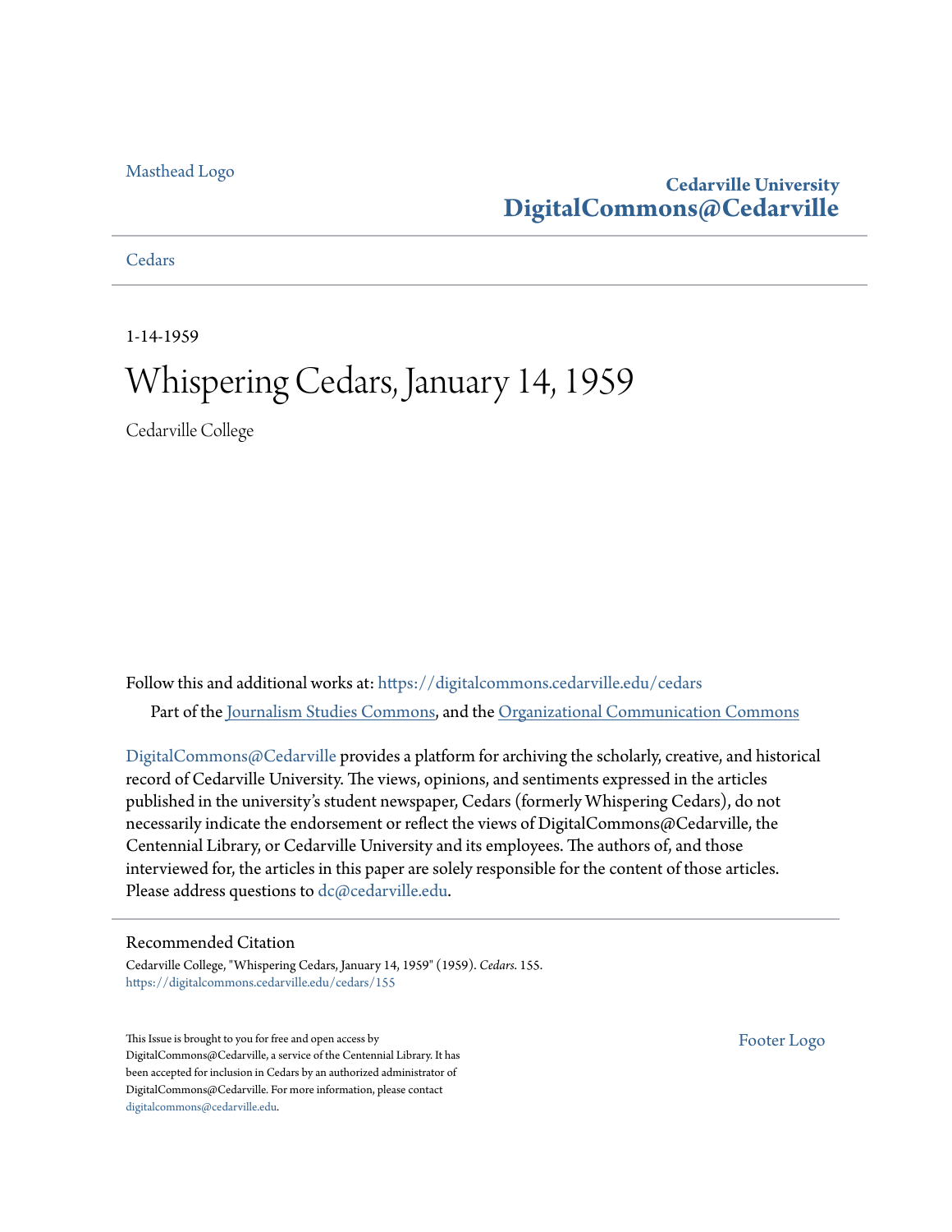Masthead Logo

**Cedarville University**
**DigitalCommons@Cedarville**

Cedars

1-14-1959

# Whispering Cedars, January 14, 1959

Cedarville College

Follow this and additional works at: https://digitalcommons.cedarville.edu/cedars

Part of the Journalism Studies Commons, and the Organizational Communication Commons

DigitalCommons@Cedarville provides a platform for archiving the scholarly, creative, and historical record of Cedarville University. The views, opinions, and sentiments expressed in the articles published in the university's student newspaper, Cedars (formerly Whispering Cedars), do not necessarily indicate the endorsement or reflect the views of DigitalCommons@Cedarville, the Centennial Library, or Cedarville University and its employees. The authors of, and those interviewed for, the articles in this paper are solely responsible for the content of those articles. Please address questions to dc@cedarville.edu.

## Recommended Citation

Cedarville College, "Whispering Cedars, January 14, 1959" (1959). *Cedars*. 155.
https://digitalcommons.cedarville.edu/cedars/155

This Issue is brought to you for free and open access by DigitalCommons@Cedarville, a service of the Centennial Library. It has been accepted for inclusion in Cedars by an authorized administrator of DigitalCommons@Cedarville. For more information, please contact digitalcommons@cedarville.edu.

Footer Logo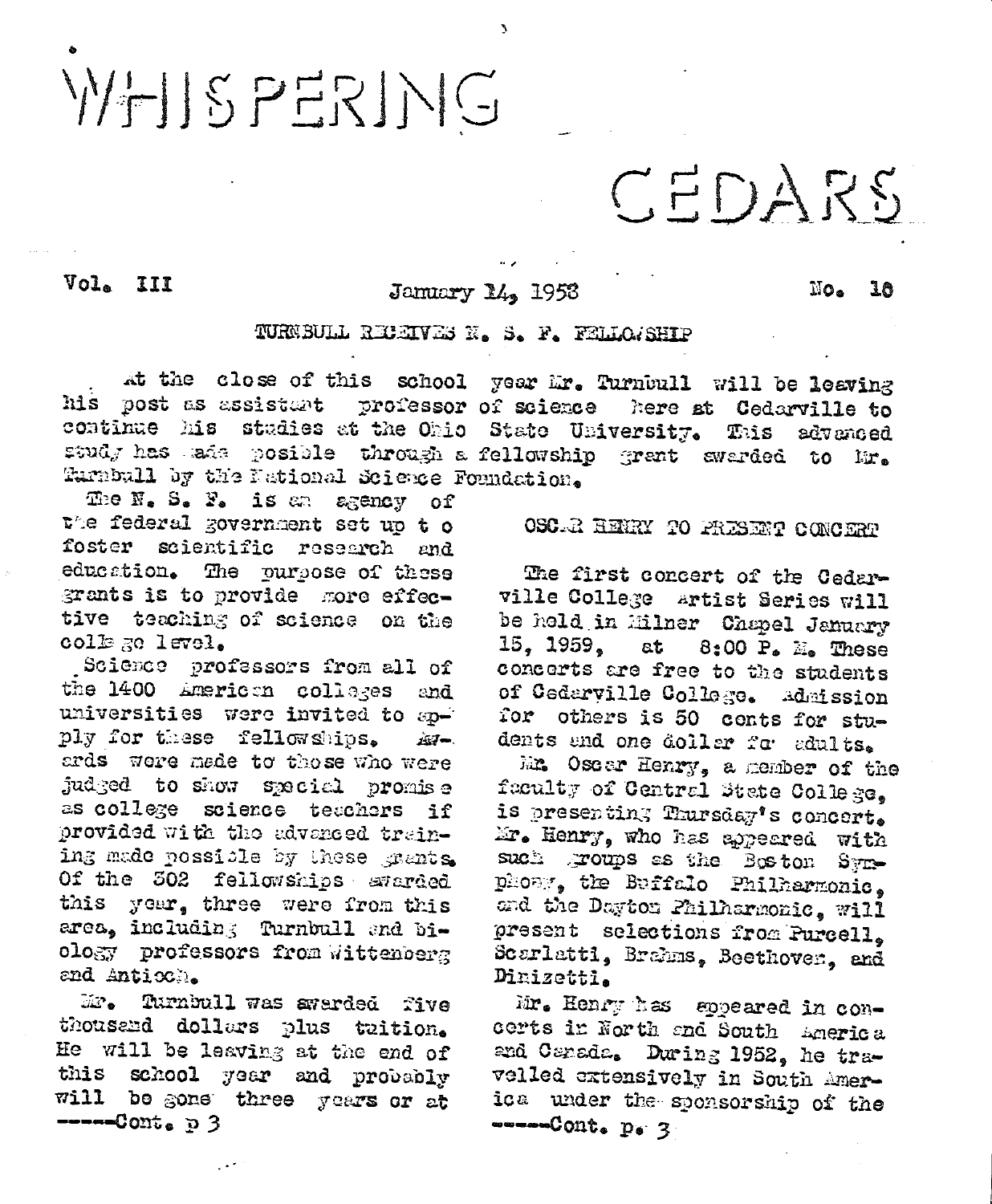# WHISPERING CEDARS

Vol. III — January 14, 1958 — No. 16

## TURNBULL RECEIVES N. S. F. FELLOWSHIP

At the close of this school year Mr. Turnbull will be leaving his post as assistant professor of science here at Cedarville to continue his studies at the Ohio State University. This advanced study has made posible through a fellowship grant awarded to Mr. Turnbull by the National Science Foundation.

The N. S. F. is an agency of the federal government set up to foster scientific research and education. The purpose of these grants is to provide more effective teaching of science on the college level.

Science professors from all of the 1400 American colleges and universities were invited to apply for these fellowships. Awards were made to those who were judged to show special promise as college science teachers if provided with the advanced training made possible by these grants. Of the 302 fellowships awarded this year, three were from this area, including Turnbull and biology professors from Wittenberg and Antioch.

Mr. Turnbull was awarded five thousand dollars plus tuition. He will be leaving at the end of this school year and probably will be gone three years or at

-----Cont. p 3

## OSCAR HENRY TO PRESENT CONCERT

The first concert of the Cedarville College Artist Series will be held in Milner Chapel January 15, 1959, at 8:00 P. M. These concerts are free to the students of Cedarville College. Admission for others is 50 cents for students and one dollar for adults.

Mr. Oscar Henry, a member of the faculty of Central State College, is presenting Thursday's concert. Mr. Henry, who has appeared with such groups as the Boston Symphony, the Buffalo Philharmonic, and the Dayton Philharmonic, will present selections from Purcell, Scarlatti, Brahms, Beethoven, and Dinizetti.

Mr. Henry has appeared in concerts in North and South America and Canada. During 1952, he travelled extensively in South America under the sponsorship of the

-----Cont. p. 3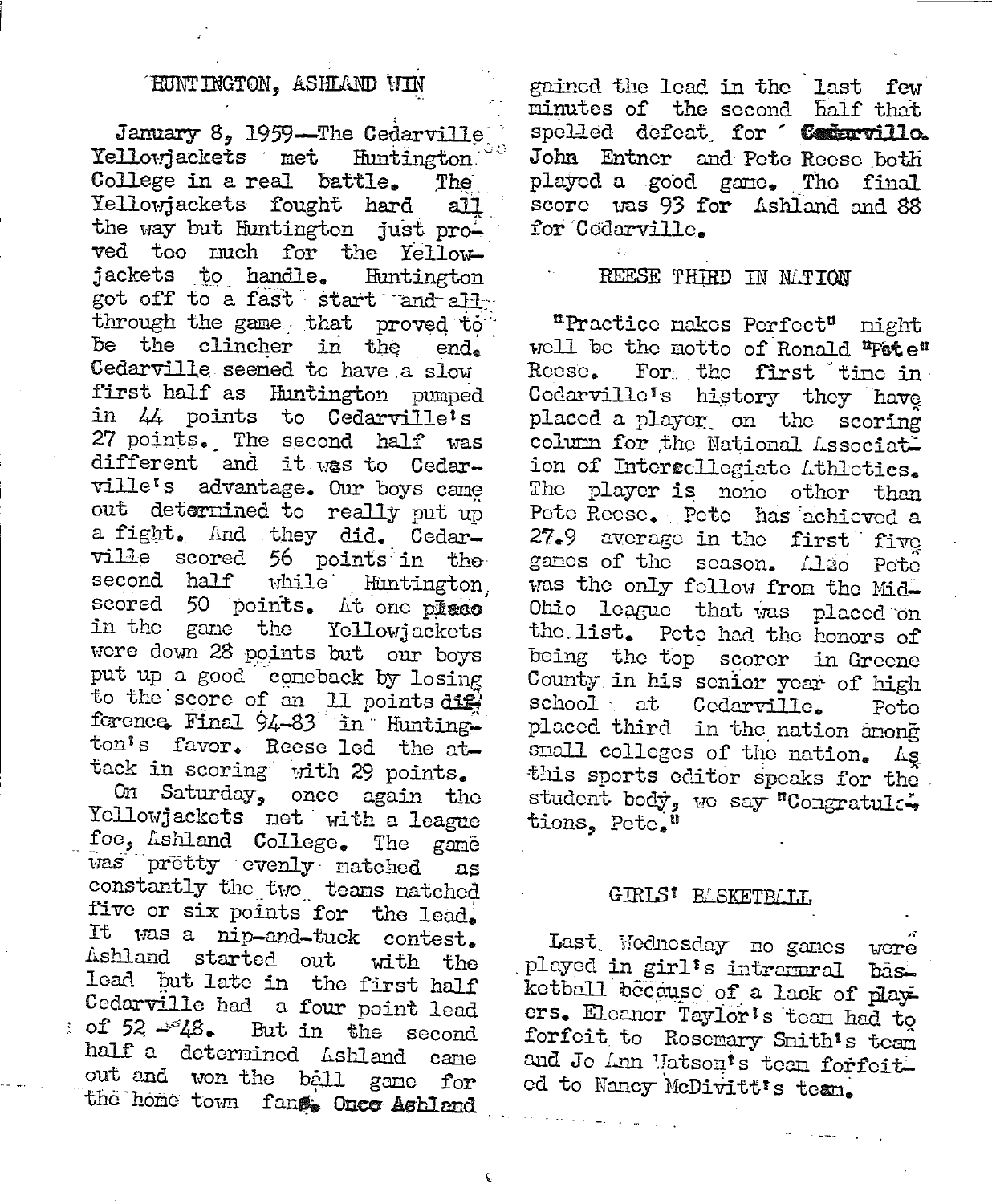## HUNTINGTON, ASHLAND WIN

January 8, 1959—The Cedarville Yellowjackets met Huntington College in a real battle. The Yellowjackets fought hard all the way but Huntington just proved too much for the Yellowjackets to handle. Huntington got off to a fast start and all through the game that proved to be the clincher in the end. Cedarville seemed to have a slow first half as Huntington pumped in 44 points to Cedarville's 27 points. The second half was different and it was to Cedarville's advantage. Our boys came out determined to really put up a fight. And they did. Cedarville scored 56 points in the second half while Huntington scored 50 points. At one place in the game the Yellowjackets were down 28 points but our boys put up a good comeback by losing to the score of an 11 points difference. Final 94-83 in Huntington's favor. Reese led the attack in scoring with 29 points.

On Saturday, once again the Yellowjackets met with a league foe, Ashland College. The game was pretty evenly matched as constantly the two teams matched five or six points for the lead. It was a nip-and-tuck contest. Ashland started out with the lead but late in the first half Cedarville had a four point lead of 52-48. But in the second half a determined Ashland came out and won the ball game for the home town fans. Once Ashland gained the lead in the last few minutes of the second half that spelled defeat for Cedarville. John Entner and Pete Reese both played a good game. The final score was 93 for Ashland and 88 for Cedarville.

## REESE THIRD IN NATION

"Practice makes Perfect" might well be the motto of Ronald "Pete" Reese. For the first time in Cedarville's history they have placed a player on the scoring column for the National Association of Intercollegiate Athletics. The player is none other than Pete Reese. Pete has achieved a 27.9 average in the first five games of the season. Also Pete was the only fellow from the Mid-Ohio league that was placed on the list. Pete had the honors of being the top scorer in Greene County in his senior year of high school at Cedarville. Pete placed third in the nation among small colleges of the nation. As this sports editor speaks for the student body, we say "Congratulations, Pete."

## GIRLS' BASKETBALL

Last Wednesday no games were played in girl's intramural basketball because of a lack of players. Eleanor Taylor's team had to forfeit to Rosemary Smith's team and Jo Ann Watson's team forfeited to Nancy McDivitt's team.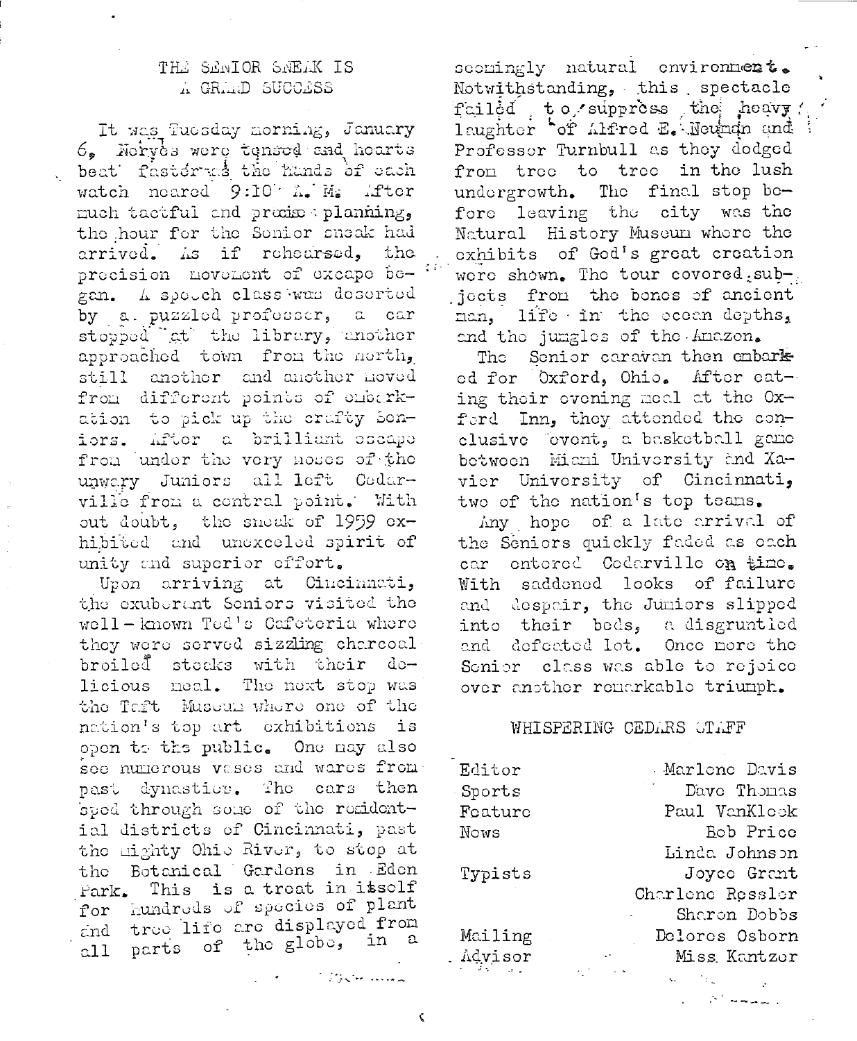## THE SENIOR SNEAK IS A GRAND SUCCESS

It was Tuesday morning, January 6. Nerves were tensed and hearts beat faster as the hands of each watch neared 9:10 A. M. After much tactful and precise planning, the hour for the Senior sneak had arrived. As if rehearsed, the precision movement of escape began. A speech class was deserted by a puzzled professor, a car stopped at the library, another approached town from the north, still another and another moved from different points of embarkation to pick up the crafty Seniors. After a brilliant escape from under the very noses of the unwary Juniors all left Cedarville from a central point. With out doubt, the sneak of 1959 exhibited and unexceled spirit of unity and superior effort.

Upon arriving at Cincinnati, the exuberant Seniors visited the well-known Ted's Cafeteria where they were served sizzling charcoal broiled steaks with their delicious meal. The next stop was the Taft Museum where one of the nation's top art exhibitions is open to the public. One may also see numerous vases and wares from past dynasties. The cars then sped through some of the residential districts of Cincinnati, past the mighty Ohio River, to stop at the Botanical Gardens in Eden Park. This is a treat in itself for hundreds of species of plant and tree life are displayed from all parts of the globe, in a seemingly natural environment. Notwithstanding, this spectacle failed to suppress the heavy laughter of Alfred E. Neuman and Professor Turnbull as they dodged from tree to tree in the lush undergrowth. The final stop before leaving the city was the Natural History Museum where the exhibits of God's great creation were shown. The tour covered subjects from the bones of ancient man, life in the ocean depths, and the jungles of the Amazon.

The Senior caravan then embarked for Oxford, Ohio. After eating their evening meal at the Oxford Inn, they attended the conclusive event, a basketball game between Miami University and Xavier University of Cincinnati, two of the nation's top teams.

Any hope of a late arrival of the Seniors quickly faded as each car entered Cedarville on time. With saddened looks of failure and despair, the Juniors slipped into their beds, a disgruntled and defeated lot. Once more the Senior class was able to rejoice over another remarkable triumph.

## WHISPERING CEDARS STAFF

| | |
|---|---|
| Editor | Marlene Davis |
| Sports | Dave Thomas |
| Feature | Paul VanKleek |
| News | Bob Price |
| | Linda Johnson |
| Typists | Joyce Grant |
| | Charlene Ressler |
| | Sharon Dobbs |
| Mailing | Delores Osborn |
| Advisor | Miss Kantzer |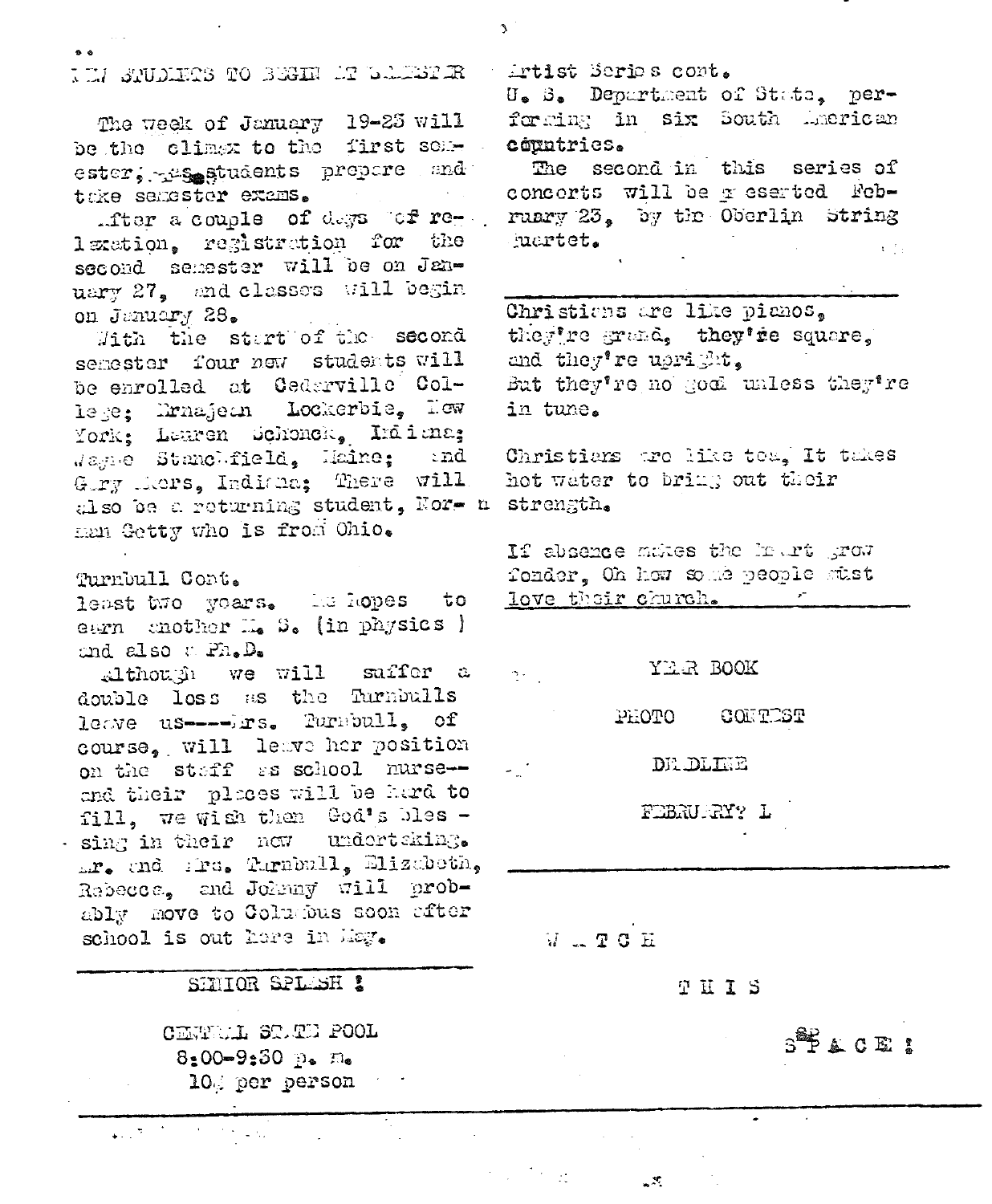## NEW STUDENTS TO BEGIN AT SEMESTER

The week of January 19-23 will be the climax to the first semester, as students prepare and take semester exams.

After a couple of days of relaxation, registration for the second semester will be on January 27, and classes will begin on January 28.

With the start of the second semester four new students will be enrolled at Cedarville College; Ernajean Lockerbie, New York; Lauren Schenck, Indiana; Wayne Stanchfield, Maine; and Gary Akers, Indiana; There will also be a returning student, Norman Getty who is from Ohio.

Turnbull Cont.

least two years. He hopes to earn another M. S. (in physics ) and also a Ph.D.

Although we will suffer a double loss as the Turnbulls leave us---Mrs. Turnbull, of course, will leave her position on the staff as school nurse--and their places will be hard to fill, we wish them God's bles-sing in their new undertaking. Mr. and Mrs. Turnbull, Elizabeth, Rebecca, and Johnny will probably move to Columbus soon after school is out here in May.

---

SENIOR SPLASH !

CENTRAL STATE POOL
8:00-9:30 p. m.
10¢ per person

---

Artist Series cont.

U. S. Department of State, performing in six South American countries.

The second in this series of concerts will be presented February 23, by the Oberlin String Quartet.

---

Christians are like pianos, they're grand, they're square, and they're upright, But they're no good unless they're in tune.

Christians are like tea, It takes hot water to bring out their strength.

If absence makes the heart grow fonder, Oh how some people must love their church.

---

YEAR BOOK

PHOTO CONTEST

DEADLINE

FEBRUARY? L

---

WATCH

THIS

SPACE !